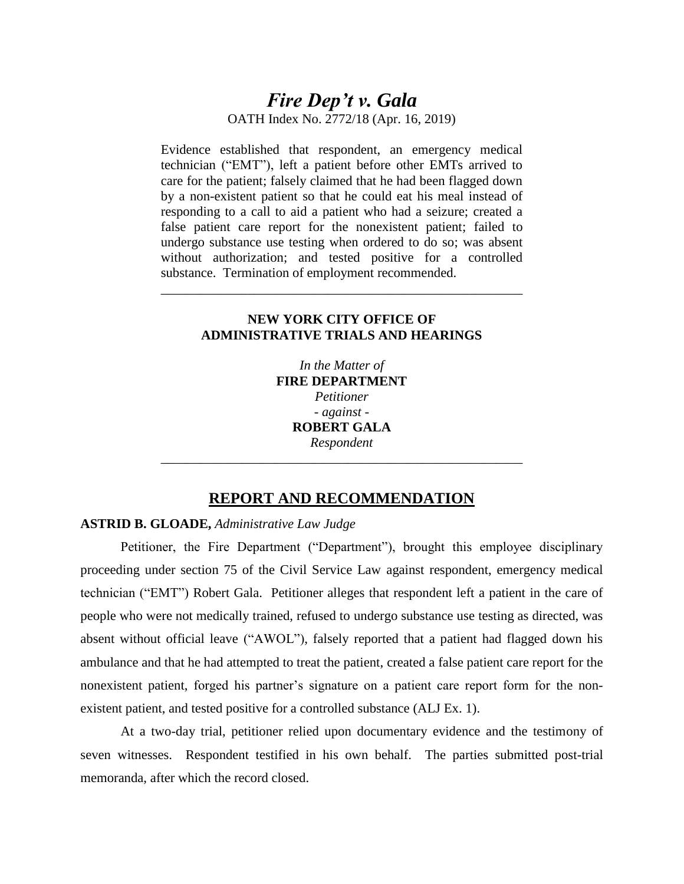# *Fire Dep't v. Gala*

OATH Index No. 2772/18 (Apr. 16, 2019)

Evidence established that respondent, an emergency medical technician ("EMT"), left a patient before other EMTs arrived to care for the patient; falsely claimed that he had been flagged down by a non-existent patient so that he could eat his meal instead of responding to a call to aid a patient who had a seizure; created a false patient care report for the nonexistent patient; failed to undergo substance use testing when ordered to do so; was absent without authorization; and tested positive for a controlled substance. Termination of employment recommended.

---

**NEW YORK CITY OFFICE OF ADMINISTRATIVE TRIALS AND HEARINGS**

*In the Matter of*
**FIRE DEPARTMENT**
*Petitioner*
*- against -*
**ROBERT GALA**
*Respondent*

---

## REPORT AND RECOMMENDATION

**ASTRID B. GLOADE,** *Administrative Law Judge*

Petitioner, the Fire Department ("Department"), brought this employee disciplinary proceeding under section 75 of the Civil Service Law against respondent, emergency medical technician ("EMT") Robert Gala. Petitioner alleges that respondent left a patient in the care of people who were not medically trained, refused to undergo substance use testing as directed, was absent without official leave ("AWOL"), falsely reported that a patient had flagged down his ambulance and that he had attempted to treat the patient, created a false patient care report for the nonexistent patient, forged his partner's signature on a patient care report form for the non-existent patient, and tested positive for a controlled substance (ALJ Ex. 1).

At a two-day trial, petitioner relied upon documentary evidence and the testimony of seven witnesses. Respondent testified in his own behalf. The parties submitted post-trial memoranda, after which the record closed.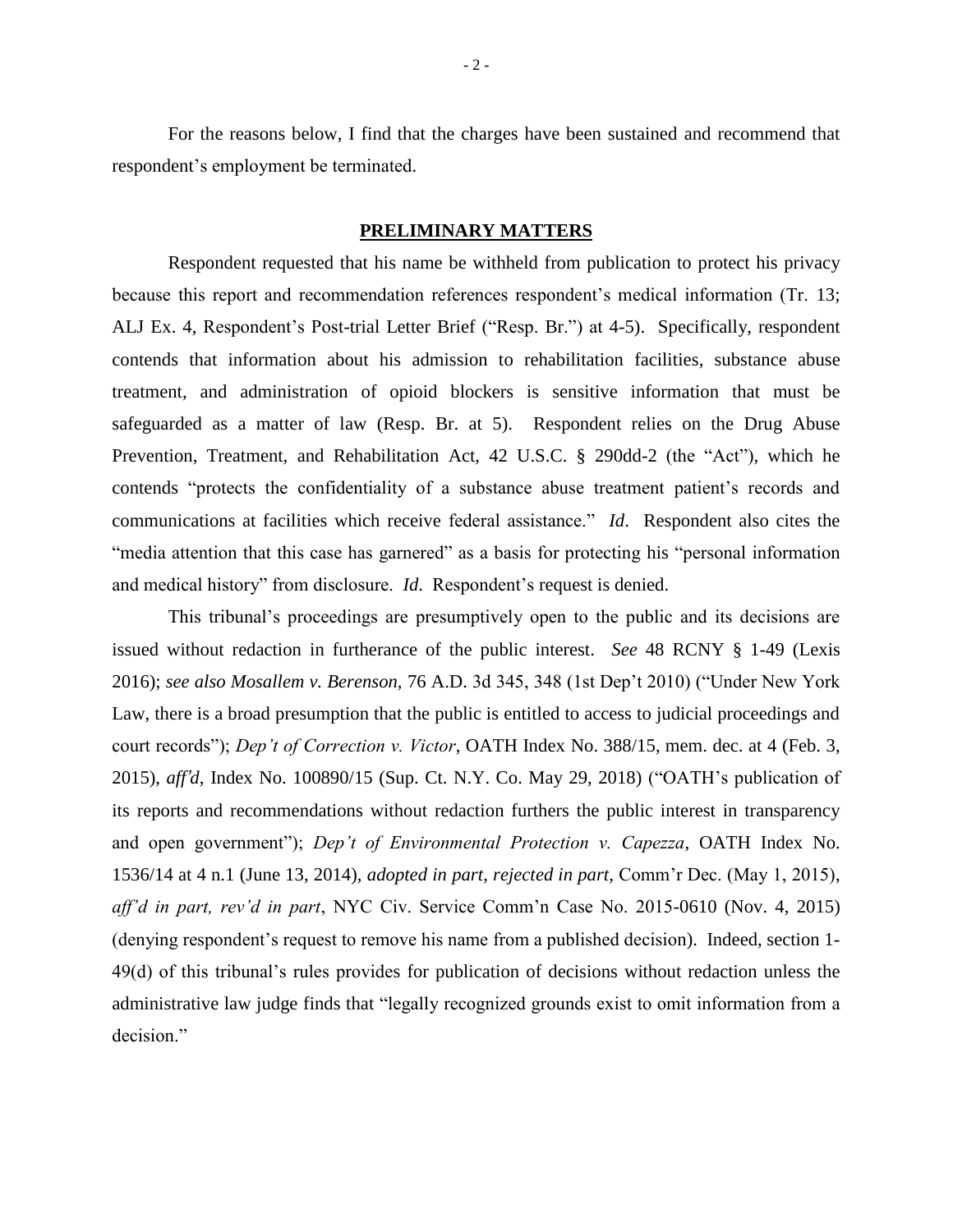For the reasons below, I find that the charges have been sustained and recommend that respondent's employment be terminated.

## **PRELIMINARY MATTERS**

Respondent requested that his name be withheld from publication to protect his privacy because this report and recommendation references respondent's medical information (Tr. 13; ALJ Ex. 4, Respondent's Post-trial Letter Brief ("Resp. Br.") at 4-5). Specifically, respondent contends that information about his admission to rehabilitation facilities, substance abuse treatment, and administration of opioid blockers is sensitive information that must be safeguarded as a matter of law (Resp. Br. at 5). Respondent relies on the Drug Abuse Prevention, Treatment, and Rehabilitation Act, 42 U.S.C. § 290dd-2 (the "Act"), which he contends "protects the confidentiality of a substance abuse treatment patient's records and communications at facilities which receive federal assistance." *Id*. Respondent also cites the "media attention that this case has garnered" as a basis for protecting his "personal information and medical history" from disclosure. *Id*. Respondent's request is denied.

This tribunal's proceedings are presumptively open to the public and its decisions are issued without redaction in furtherance of the public interest. *See* 48 RCNY § 1-49 (Lexis 2016); *see also Mosallem v. Berenson,* 76 A.D. 3d 345, 348 (1st Dep't 2010) ("Under New York Law, there is a broad presumption that the public is entitled to access to judicial proceedings and court records"); *Dep't of Correction v. Victor*, OATH Index No. 388/15, mem. dec. at 4 (Feb. 3, 2015), *aff'd*, Index No. 100890/15 (Sup. Ct. N.Y. Co. May 29, 2018) ("OATH's publication of its reports and recommendations without redaction furthers the public interest in transparency and open government"); *Dep't of Environmental Protection v. Capezza*, OATH Index No. 1536/14 at 4 n.1 (June 13, 2014), *adopted in part, rejected in part,* Comm'r Dec. (May 1, 2015), *aff'd in part, rev'd in part*, NYC Civ. Service Comm'n Case No. 2015-0610 (Nov. 4, 2015) (denying respondent's request to remove his name from a published decision). Indeed, section 1-49(d) of this tribunal's rules provides for publication of decisions without redaction unless the administrative law judge finds that "legally recognized grounds exist to omit information from a decision."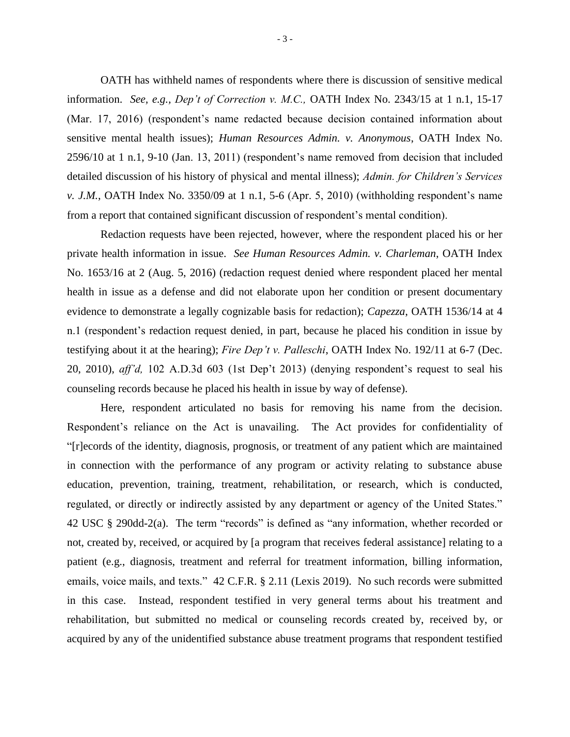OATH has withheld names of respondents where there is discussion of sensitive medical information. *See, e.g.*, *Dep't of Correction v. M.C.,* OATH Index No. 2343/15 at 1 n.1, 15-17 (Mar. 17, 2016) (respondent's name redacted because decision contained information about sensitive mental health issues); *Human Resources Admin. v. Anonymous*, OATH Index No. 2596/10 at 1 n.1, 9-10 (Jan. 13, 2011) (respondent's name removed from decision that included detailed discussion of his history of physical and mental illness); *Admin. for Children's Services v. J.M.*, OATH Index No. 3350/09 at 1 n.1, 5-6 (Apr. 5, 2010) (withholding respondent's name from a report that contained significant discussion of respondent's mental condition).

Redaction requests have been rejected, however, where the respondent placed his or her private health information in issue. *See Human Resources Admin. v. Charleman*, OATH Index No. 1653/16 at 2 (Aug. 5, 2016) (redaction request denied where respondent placed her mental health in issue as a defense and did not elaborate upon her condition or present documentary evidence to demonstrate a legally cognizable basis for redaction); *Capezza*, OATH 1536/14 at 4 n.1 (respondent's redaction request denied, in part, because he placed his condition in issue by testifying about it at the hearing); *Fire Dep't v. Palleschi*, OATH Index No. 192/11 at 6-7 (Dec. 20, 2010), *aff'd,* 102 A.D.3d 603 (1st Dep't 2013) (denying respondent's request to seal his counseling records because he placed his health in issue by way of defense).

Here, respondent articulated no basis for removing his name from the decision. Respondent's reliance on the Act is unavailing. The Act provides for confidentiality of "[r]ecords of the identity, diagnosis, prognosis, or treatment of any patient which are maintained in connection with the performance of any program or activity relating to substance abuse education, prevention, training, treatment, rehabilitation, or research, which is conducted, regulated, or directly or indirectly assisted by any department or agency of the United States." 42 USC § 290dd-2(a). The term "records" is defined as "any information, whether recorded or not, created by, received, or acquired by [a program that receives federal assistance] relating to a patient (e.g., diagnosis, treatment and referral for treatment information, billing information, emails, voice mails, and texts." 42 C.F.R. § 2.11 (Lexis 2019). No such records were submitted in this case. Instead, respondent testified in very general terms about his treatment and rehabilitation, but submitted no medical or counseling records created by, received by, or acquired by any of the unidentified substance abuse treatment programs that respondent testified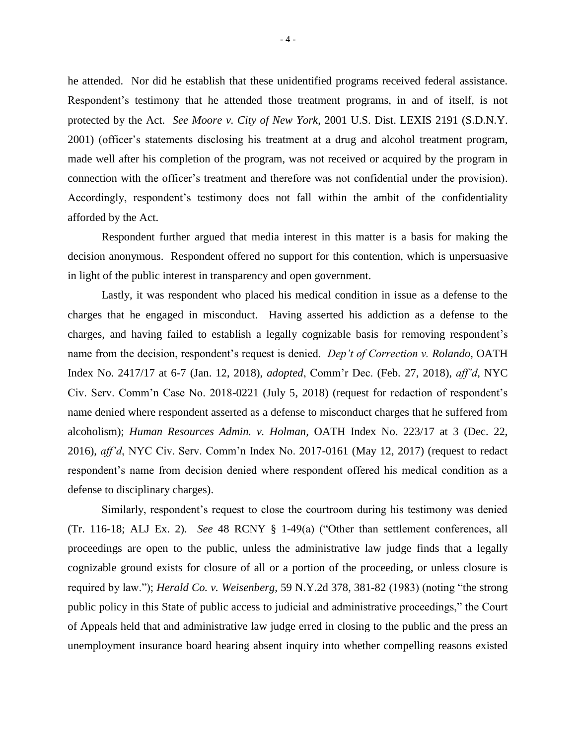he attended. Nor did he establish that these unidentified programs received federal assistance. Respondent's testimony that he attended those treatment programs, in and of itself, is not protected by the Act. *See Moore v. City of New York*, 2001 U.S. Dist. LEXIS 2191 (S.D.N.Y. 2001) (officer's statements disclosing his treatment at a drug and alcohol treatment program, made well after his completion of the program, was not received or acquired by the program in connection with the officer's treatment and therefore was not confidential under the provision). Accordingly, respondent's testimony does not fall within the ambit of the confidentiality afforded by the Act.

Respondent further argued that media interest in this matter is a basis for making the decision anonymous. Respondent offered no support for this contention, which is unpersuasive in light of the public interest in transparency and open government.

Lastly, it was respondent who placed his medical condition in issue as a defense to the charges that he engaged in misconduct. Having asserted his addiction as a defense to the charges, and having failed to establish a legally cognizable basis for removing respondent's name from the decision, respondent's request is denied. *Dep't of Correction v. Rolando,* OATH Index No. 2417/17 at 6-7 (Jan. 12, 2018), *adopted*, Comm'r Dec. (Feb. 27, 2018), *aff'd*, NYC Civ. Serv. Comm'n Case No. 2018-0221 (July 5, 2018) (request for redaction of respondent's name denied where respondent asserted as a defense to misconduct charges that he suffered from alcoholism); *Human Resources Admin. v. Holman,* OATH Index No. 223/17 at 3 (Dec. 22, 2016), *aff'd*, NYC Civ. Serv. Comm'n Index No. 2017-0161 (May 12, 2017) (request to redact respondent's name from decision denied where respondent offered his medical condition as a defense to disciplinary charges).

Similarly, respondent's request to close the courtroom during his testimony was denied (Tr. 116-18; ALJ Ex. 2). *See* 48 RCNY § 1-49(a) ("Other than settlement conferences, all proceedings are open to the public, unless the administrative law judge finds that a legally cognizable ground exists for closure of all or a portion of the proceeding, or unless closure is required by law."); *Herald Co. v. Weisenberg,* 59 N.Y.2d 378, 381-82 (1983) (noting "the strong public policy in this State of public access to judicial and administrative proceedings," the Court of Appeals held that and administrative law judge erred in closing to the public and the press an unemployment insurance board hearing absent inquiry into whether compelling reasons existed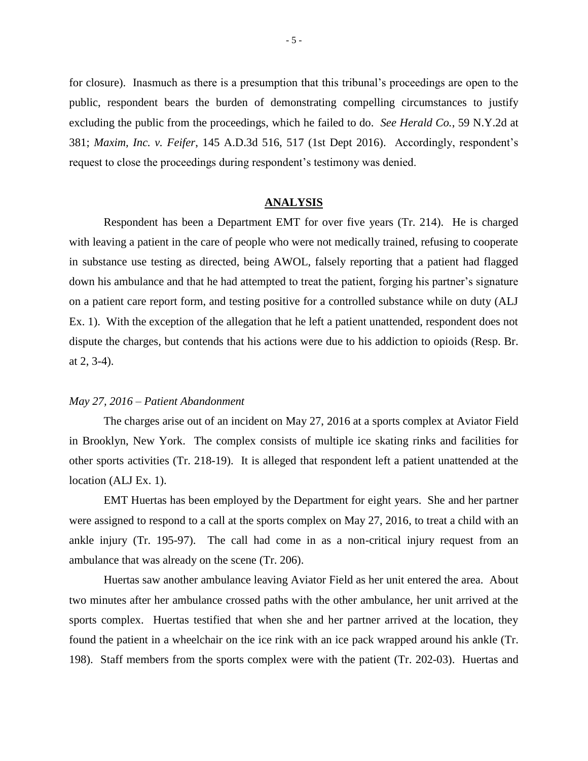for closure). Inasmuch as there is a presumption that this tribunal's proceedings are open to the public, respondent bears the burden of demonstrating compelling circumstances to justify excluding the public from the proceedings, which he failed to do. *See Herald Co.*, 59 N.Y.2d at 381; *Maxim, Inc. v. Feifer*, 145 A.D.3d 516, 517 (1st Dept 2016). Accordingly, respondent's request to close the proceedings during respondent's testimony was denied.

## ANALYSIS

Respondent has been a Department EMT for over five years (Tr. 214). He is charged with leaving a patient in the care of people who were not medically trained, refusing to cooperate in substance use testing as directed, being AWOL, falsely reporting that a patient had flagged down his ambulance and that he had attempted to treat the patient, forging his partner's signature on a patient care report form, and testing positive for a controlled substance while on duty (ALJ Ex. 1). With the exception of the allegation that he left a patient unattended, respondent does not dispute the charges, but contends that his actions were due to his addiction to opioids (Resp. Br. at 2, 3-4).

*May 27, 2016 – Patient Abandonment*

The charges arise out of an incident on May 27, 2016 at a sports complex at Aviator Field in Brooklyn, New York. The complex consists of multiple ice skating rinks and facilities for other sports activities (Tr. 218-19). It is alleged that respondent left a patient unattended at the location (ALJ Ex. 1).

EMT Huertas has been employed by the Department for eight years. She and her partner were assigned to respond to a call at the sports complex on May 27, 2016, to treat a child with an ankle injury (Tr. 195-97). The call had come in as a non-critical injury request from an ambulance that was already on the scene (Tr. 206).

Huertas saw another ambulance leaving Aviator Field as her unit entered the area. About two minutes after her ambulance crossed paths with the other ambulance, her unit arrived at the sports complex. Huertas testified that when she and her partner arrived at the location, they found the patient in a wheelchair on the ice rink with an ice pack wrapped around his ankle (Tr. 198). Staff members from the sports complex were with the patient (Tr. 202-03). Huertas and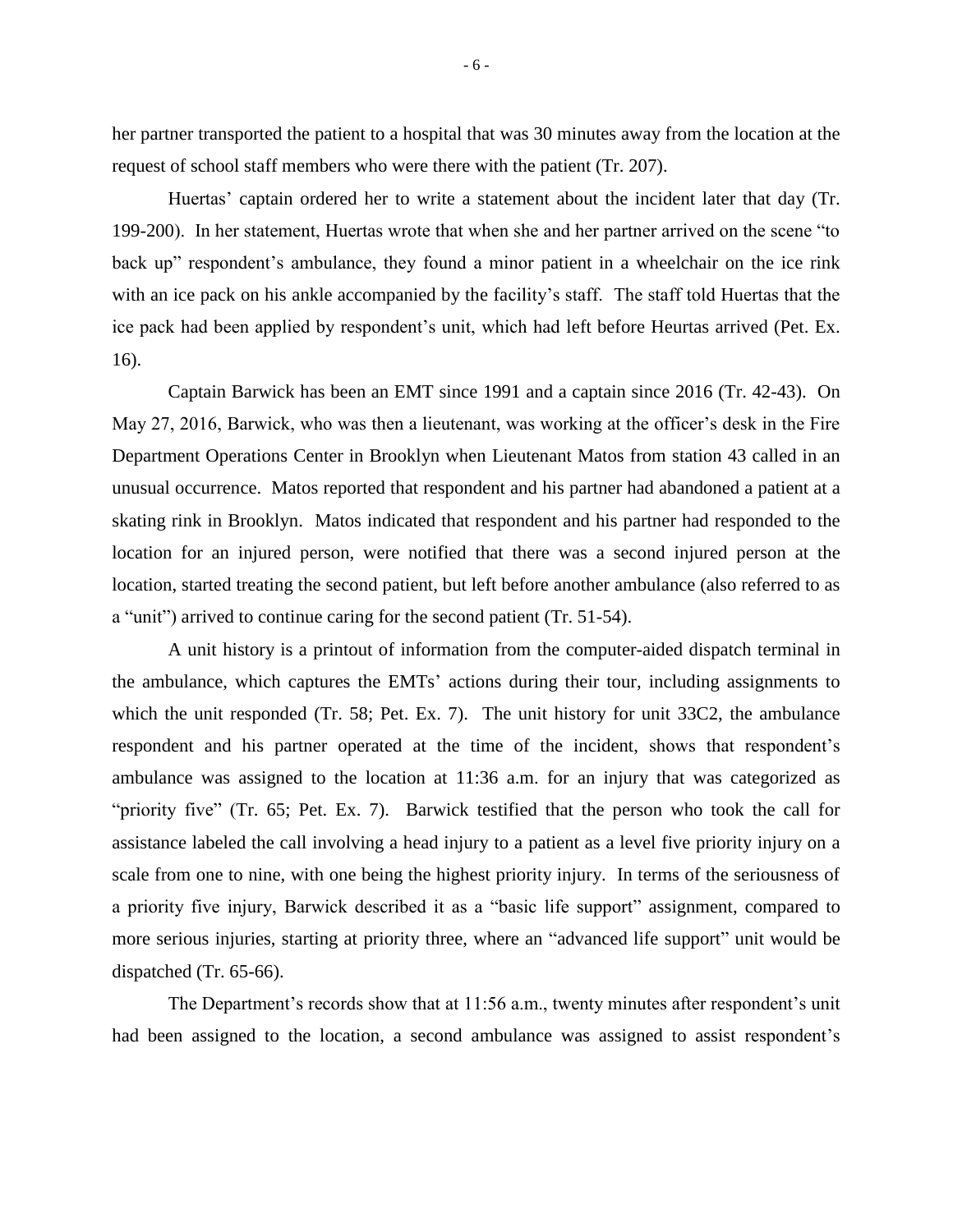her partner transported the patient to a hospital that was 30 minutes away from the location at the request of school staff members who were there with the patient (Tr. 207).

Huertas' captain ordered her to write a statement about the incident later that day (Tr. 199-200). In her statement, Huertas wrote that when she and her partner arrived on the scene "to back up" respondent's ambulance, they found a minor patient in a wheelchair on the ice rink with an ice pack on his ankle accompanied by the facility's staff. The staff told Huertas that the ice pack had been applied by respondent's unit, which had left before Heurtas arrived (Pet. Ex. 16).

Captain Barwick has been an EMT since 1991 and a captain since 2016 (Tr. 42-43). On May 27, 2016, Barwick, who was then a lieutenant, was working at the officer's desk in the Fire Department Operations Center in Brooklyn when Lieutenant Matos from station 43 called in an unusual occurrence. Matos reported that respondent and his partner had abandoned a patient at a skating rink in Brooklyn. Matos indicated that respondent and his partner had responded to the location for an injured person, were notified that there was a second injured person at the location, started treating the second patient, but left before another ambulance (also referred to as a "unit") arrived to continue caring for the second patient (Tr. 51-54).

A unit history is a printout of information from the computer-aided dispatch terminal in the ambulance, which captures the EMTs' actions during their tour, including assignments to which the unit responded (Tr. 58; Pet. Ex. 7). The unit history for unit 33C2, the ambulance respondent and his partner operated at the time of the incident, shows that respondent's ambulance was assigned to the location at 11:36 a.m. for an injury that was categorized as "priority five" (Tr. 65; Pet. Ex. 7). Barwick testified that the person who took the call for assistance labeled the call involving a head injury to a patient as a level five priority injury on a scale from one to nine, with one being the highest priority injury. In terms of the seriousness of a priority five injury, Barwick described it as a "basic life support" assignment, compared to more serious injuries, starting at priority three, where an "advanced life support" unit would be dispatched (Tr. 65-66).

The Department's records show that at 11:56 a.m., twenty minutes after respondent's unit had been assigned to the location, a second ambulance was assigned to assist respondent's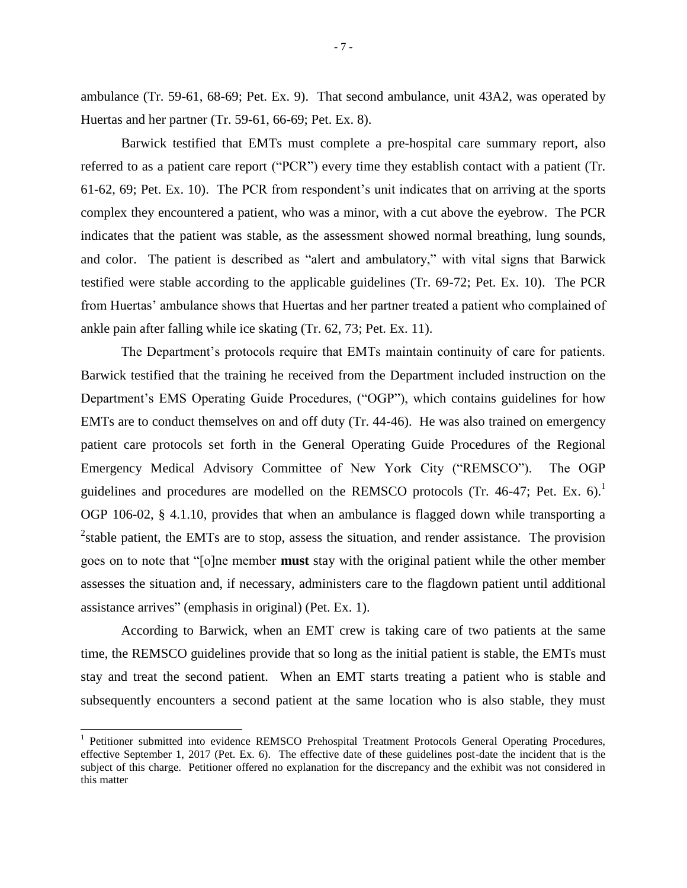ambulance (Tr. 59-61, 68-69; Pet. Ex. 9). That second ambulance, unit 43A2, was operated by Huertas and her partner (Tr. 59-61, 66-69; Pet. Ex. 8).

Barwick testified that EMTs must complete a pre-hospital care summary report, also referred to as a patient care report ("PCR") every time they establish contact with a patient (Tr. 61-62, 69; Pet. Ex. 10). The PCR from respondent's unit indicates that on arriving at the sports complex they encountered a patient, who was a minor, with a cut above the eyebrow. The PCR indicates that the patient was stable, as the assessment showed normal breathing, lung sounds, and color. The patient is described as "alert and ambulatory," with vital signs that Barwick testified were stable according to the applicable guidelines (Tr. 69-72; Pet. Ex. 10). The PCR from Huertas' ambulance shows that Huertas and her partner treated a patient who complained of ankle pain after falling while ice skating (Tr. 62, 73; Pet. Ex. 11).

The Department's protocols require that EMTs maintain continuity of care for patients. Barwick testified that the training he received from the Department included instruction on the Department's EMS Operating Guide Procedures, ("OGP"), which contains guidelines for how EMTs are to conduct themselves on and off duty (Tr. 44-46). He was also trained on emergency patient care protocols set forth in the General Operating Guide Procedures of the Regional Emergency Medical Advisory Committee of New York City ("REMSCO"). The OGP guidelines and procedures are modelled on the REMSCO protocols (Tr. 46-47; Pet. Ex. 6).[1] OGP 106-02, § 4.1.10, provides that when an ambulance is flagged down while transporting a [2]stable patient, the EMTs are to stop, assess the situation, and render assistance. The provision goes on to note that "[o]ne member **must** stay with the original patient while the other member assesses the situation and, if necessary, administers care to the flagdown patient until additional assistance arrives" (emphasis in original) (Pet. Ex. 1).

According to Barwick, when an EMT crew is taking care of two patients at the same time, the REMSCO guidelines provide that so long as the initial patient is stable, the EMTs must stay and treat the second patient. When an EMT starts treating a patient who is stable and subsequently encounters a second patient at the same location who is also stable, they must

[1] Petitioner submitted into evidence REMSCO Prehospital Treatment Protocols General Operating Procedures, effective September 1, 2017 (Pet. Ex. 6). The effective date of these guidelines post-date the incident that is the subject of this charge. Petitioner offered no explanation for the discrepancy and the exhibit was not considered in this matter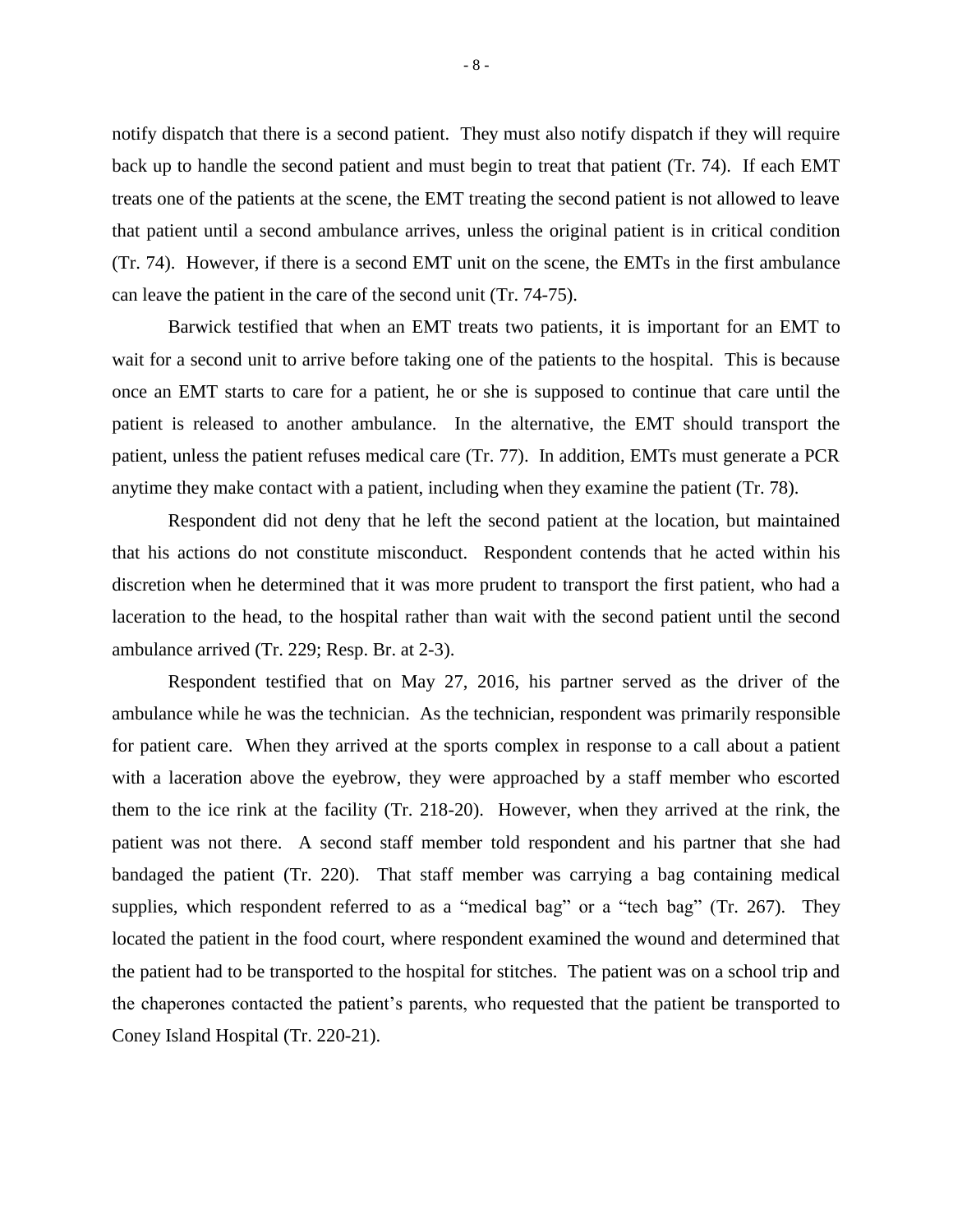notify dispatch that there is a second patient. They must also notify dispatch if they will require back up to handle the second patient and must begin to treat that patient (Tr. 74). If each EMT treats one of the patients at the scene, the EMT treating the second patient is not allowed to leave that patient until a second ambulance arrives, unless the original patient is in critical condition (Tr. 74). However, if there is a second EMT unit on the scene, the EMTs in the first ambulance can leave the patient in the care of the second unit (Tr. 74-75).

Barwick testified that when an EMT treats two patients, it is important for an EMT to wait for a second unit to arrive before taking one of the patients to the hospital. This is because once an EMT starts to care for a patient, he or she is supposed to continue that care until the patient is released to another ambulance. In the alternative, the EMT should transport the patient, unless the patient refuses medical care (Tr. 77). In addition, EMTs must generate a PCR anytime they make contact with a patient, including when they examine the patient (Tr. 78).

Respondent did not deny that he left the second patient at the location, but maintained that his actions do not constitute misconduct. Respondent contends that he acted within his discretion when he determined that it was more prudent to transport the first patient, who had a laceration to the head, to the hospital rather than wait with the second patient until the second ambulance arrived (Tr. 229; Resp. Br. at 2-3).

Respondent testified that on May 27, 2016, his partner served as the driver of the ambulance while he was the technician. As the technician, respondent was primarily responsible for patient care. When they arrived at the sports complex in response to a call about a patient with a laceration above the eyebrow, they were approached by a staff member who escorted them to the ice rink at the facility (Tr. 218-20). However, when they arrived at the rink, the patient was not there. A second staff member told respondent and his partner that she had bandaged the patient (Tr. 220). That staff member was carrying a bag containing medical supplies, which respondent referred to as a "medical bag" or a "tech bag" (Tr. 267). They located the patient in the food court, where respondent examined the wound and determined that the patient had to be transported to the hospital for stitches. The patient was on a school trip and the chaperones contacted the patient's parents, who requested that the patient be transported to Coney Island Hospital (Tr. 220-21).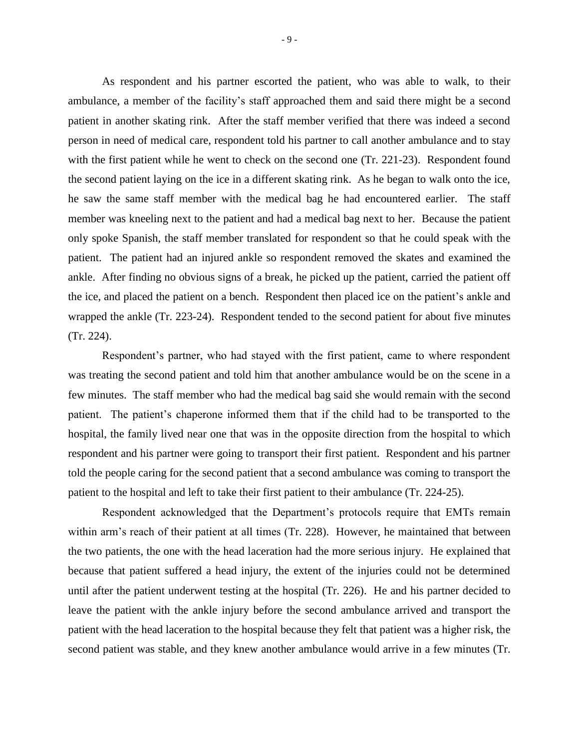As respondent and his partner escorted the patient, who was able to walk, to their ambulance, a member of the facility's staff approached them and said there might be a second patient in another skating rink. After the staff member verified that there was indeed a second person in need of medical care, respondent told his partner to call another ambulance and to stay with the first patient while he went to check on the second one (Tr. 221-23). Respondent found the second patient laying on the ice in a different skating rink. As he began to walk onto the ice, he saw the same staff member with the medical bag he had encountered earlier. The staff member was kneeling next to the patient and had a medical bag next to her. Because the patient only spoke Spanish, the staff member translated for respondent so that he could speak with the patient. The patient had an injured ankle so respondent removed the skates and examined the ankle. After finding no obvious signs of a break, he picked up the patient, carried the patient off the ice, and placed the patient on a bench. Respondent then placed ice on the patient's ankle and wrapped the ankle (Tr. 223-24). Respondent tended to the second patient for about five minutes (Tr. 224).

Respondent's partner, who had stayed with the first patient, came to where respondent was treating the second patient and told him that another ambulance would be on the scene in a few minutes. The staff member who had the medical bag said she would remain with the second patient. The patient's chaperone informed them that if the child had to be transported to the hospital, the family lived near one that was in the opposite direction from the hospital to which respondent and his partner were going to transport their first patient. Respondent and his partner told the people caring for the second patient that a second ambulance was coming to transport the patient to the hospital and left to take their first patient to their ambulance (Tr. 224-25).

Respondent acknowledged that the Department's protocols require that EMTs remain within arm's reach of their patient at all times (Tr. 228). However, he maintained that between the two patients, the one with the head laceration had the more serious injury. He explained that because that patient suffered a head injury, the extent of the injuries could not be determined until after the patient underwent testing at the hospital (Tr. 226). He and his partner decided to leave the patient with the ankle injury before the second ambulance arrived and transport the patient with the head laceration to the hospital because they felt that patient was a higher risk, the second patient was stable, and they knew another ambulance would arrive in a few minutes (Tr.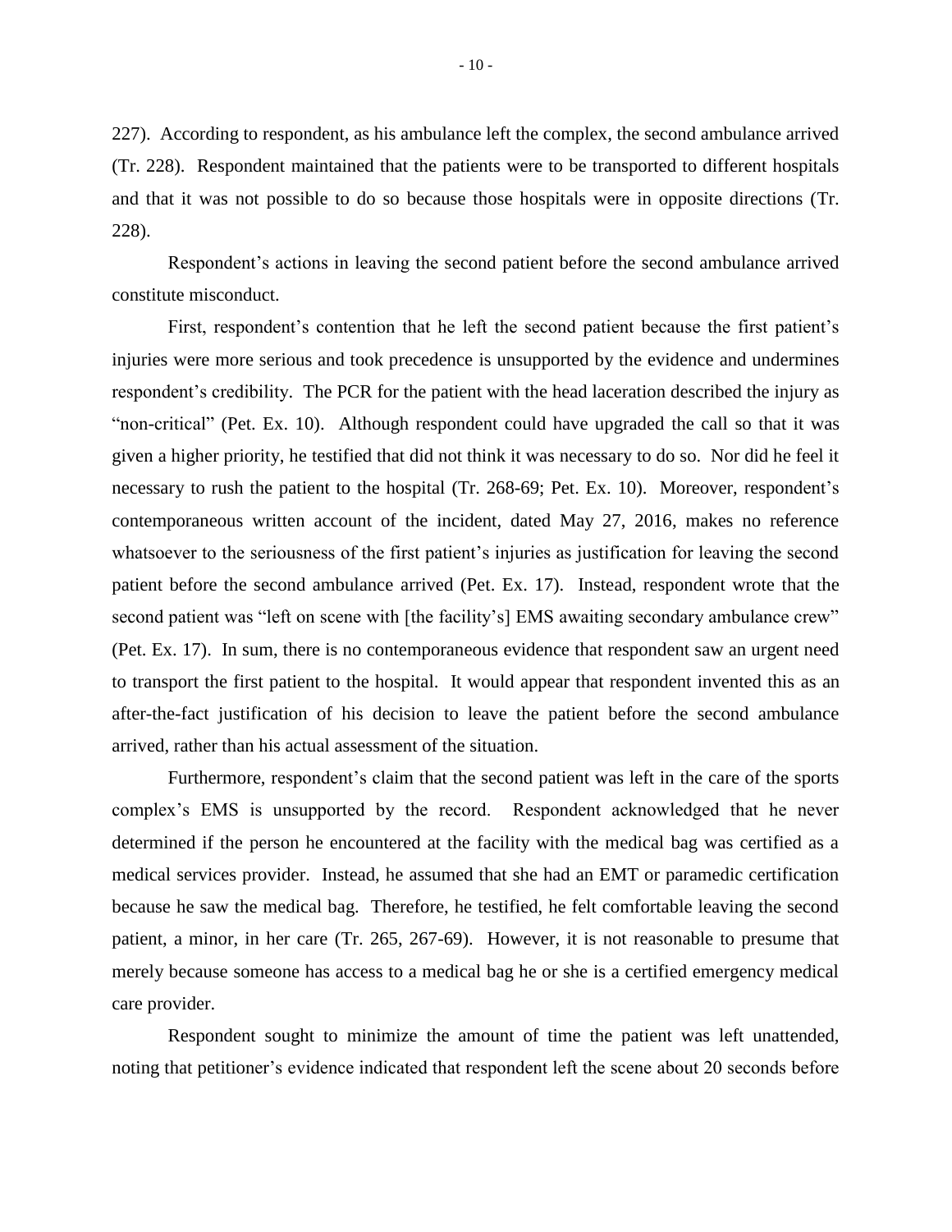227). According to respondent, as his ambulance left the complex, the second ambulance arrived (Tr. 228). Respondent maintained that the patients were to be transported to different hospitals and that it was not possible to do so because those hospitals were in opposite directions (Tr. 228).

Respondent's actions in leaving the second patient before the second ambulance arrived constitute misconduct.

First, respondent's contention that he left the second patient because the first patient's injuries were more serious and took precedence is unsupported by the evidence and undermines respondent's credibility. The PCR for the patient with the head laceration described the injury as "non-critical" (Pet. Ex. 10). Although respondent could have upgraded the call so that it was given a higher priority, he testified that did not think it was necessary to do so. Nor did he feel it necessary to rush the patient to the hospital (Tr. 268-69; Pet. Ex. 10). Moreover, respondent's contemporaneous written account of the incident, dated May 27, 2016, makes no reference whatsoever to the seriousness of the first patient's injuries as justification for leaving the second patient before the second ambulance arrived (Pet. Ex. 17). Instead, respondent wrote that the second patient was "left on scene with [the facility's] EMS awaiting secondary ambulance crew" (Pet. Ex. 17). In sum, there is no contemporaneous evidence that respondent saw an urgent need to transport the first patient to the hospital. It would appear that respondent invented this as an after-the-fact justification of his decision to leave the patient before the second ambulance arrived, rather than his actual assessment of the situation.

Furthermore, respondent's claim that the second patient was left in the care of the sports complex's EMS is unsupported by the record. Respondent acknowledged that he never determined if the person he encountered at the facility with the medical bag was certified as a medical services provider. Instead, he assumed that she had an EMT or paramedic certification because he saw the medical bag. Therefore, he testified, he felt comfortable leaving the second patient, a minor, in her care (Tr. 265, 267-69). However, it is not reasonable to presume that merely because someone has access to a medical bag he or she is a certified emergency medical care provider.

Respondent sought to minimize the amount of time the patient was left unattended, noting that petitioner's evidence indicated that respondent left the scene about 20 seconds before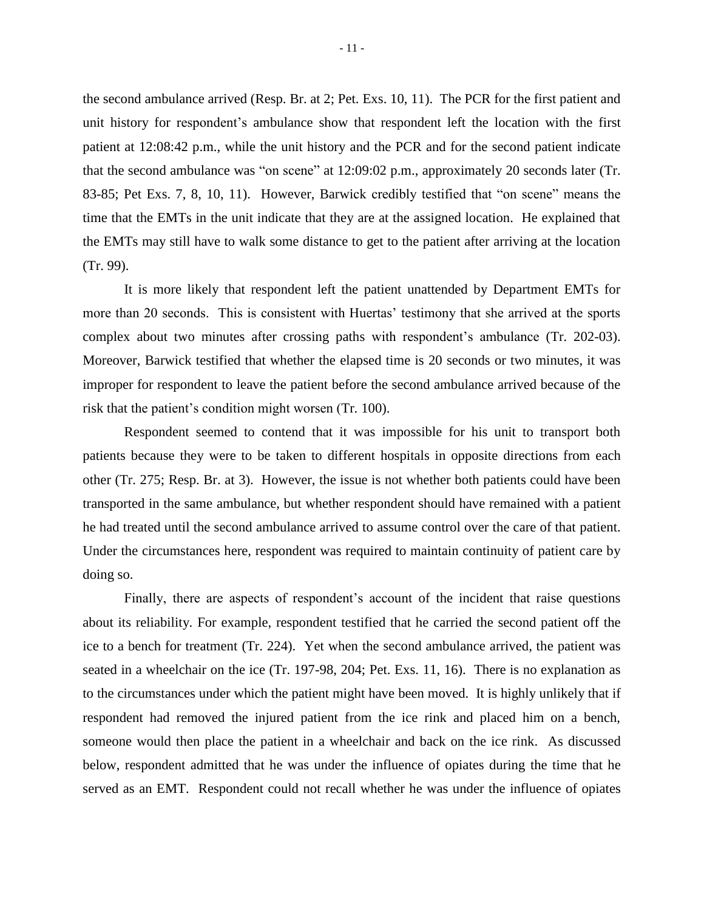the second ambulance arrived (Resp. Br. at 2; Pet. Exs. 10, 11). The PCR for the first patient and unit history for respondent's ambulance show that respondent left the location with the first patient at 12:08:42 p.m., while the unit history and the PCR and for the second patient indicate that the second ambulance was "on scene" at 12:09:02 p.m., approximately 20 seconds later (Tr. 83-85; Pet Exs. 7, 8, 10, 11). However, Barwick credibly testified that "on scene" means the time that the EMTs in the unit indicate that they are at the assigned location. He explained that the EMTs may still have to walk some distance to get to the patient after arriving at the location (Tr. 99).

It is more likely that respondent left the patient unattended by Department EMTs for more than 20 seconds. This is consistent with Huertas' testimony that she arrived at the sports complex about two minutes after crossing paths with respondent's ambulance (Tr. 202-03). Moreover, Barwick testified that whether the elapsed time is 20 seconds or two minutes, it was improper for respondent to leave the patient before the second ambulance arrived because of the risk that the patient's condition might worsen (Tr. 100).

Respondent seemed to contend that it was impossible for his unit to transport both patients because they were to be taken to different hospitals in opposite directions from each other (Tr. 275; Resp. Br. at 3). However, the issue is not whether both patients could have been transported in the same ambulance, but whether respondent should have remained with a patient he had treated until the second ambulance arrived to assume control over the care of that patient. Under the circumstances here, respondent was required to maintain continuity of patient care by doing so.

Finally, there are aspects of respondent's account of the incident that raise questions about its reliability. For example, respondent testified that he carried the second patient off the ice to a bench for treatment (Tr. 224). Yet when the second ambulance arrived, the patient was seated in a wheelchair on the ice (Tr. 197-98, 204; Pet. Exs. 11, 16). There is no explanation as to the circumstances under which the patient might have been moved. It is highly unlikely that if respondent had removed the injured patient from the ice rink and placed him on a bench, someone would then place the patient in a wheelchair and back on the ice rink. As discussed below, respondent admitted that he was under the influence of opiates during the time that he served as an EMT. Respondent could not recall whether he was under the influence of opiates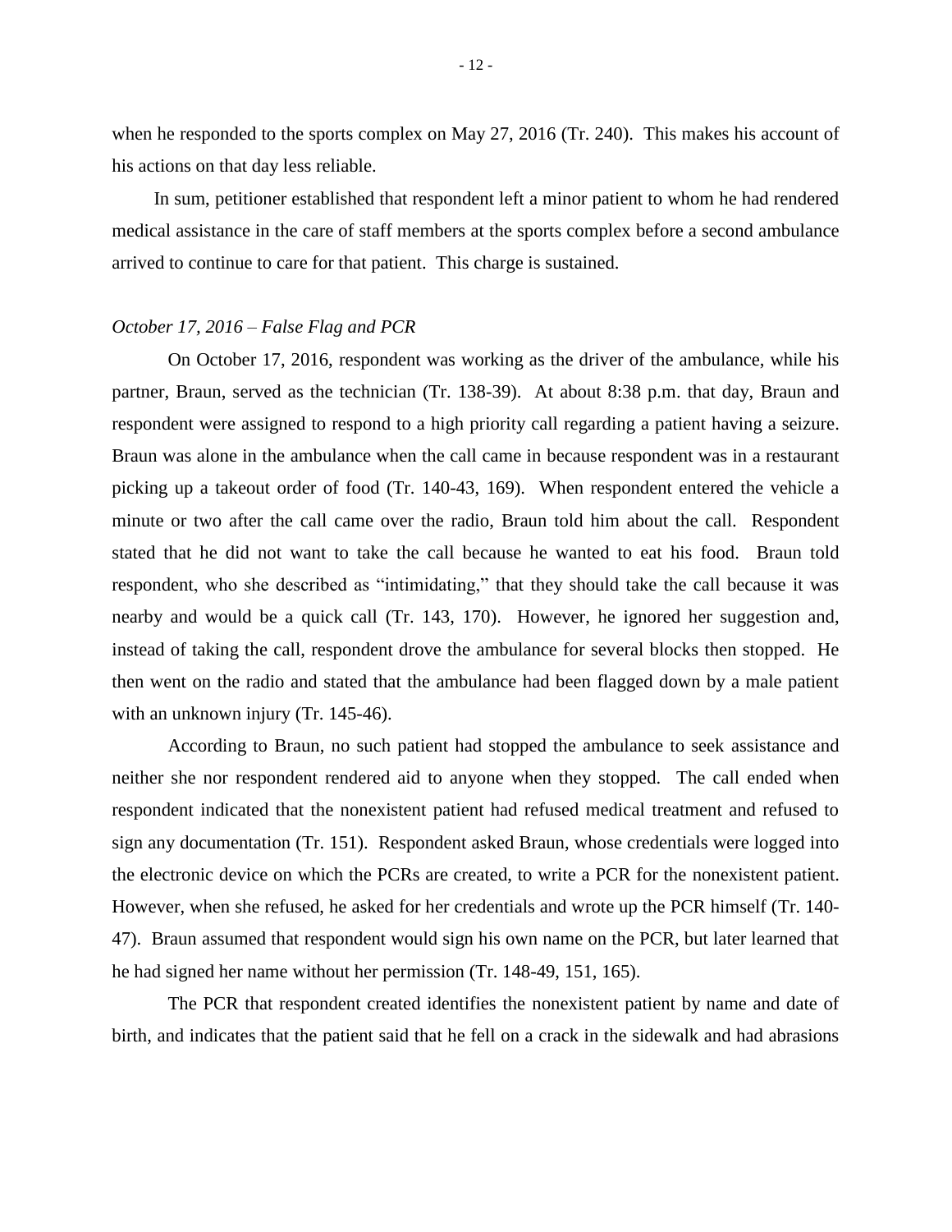when he responded to the sports complex on May 27, 2016 (Tr. 240). This makes his account of his actions on that day less reliable.

In sum, petitioner established that respondent left a minor patient to whom he had rendered medical assistance in the care of staff members at the sports complex before a second ambulance arrived to continue to care for that patient. This charge is sustained.

*October 17, 2016 – False Flag and PCR*

On October 17, 2016, respondent was working as the driver of the ambulance, while his partner, Braun, served as the technician (Tr. 138-39). At about 8:38 p.m. that day, Braun and respondent were assigned to respond to a high priority call regarding a patient having a seizure. Braun was alone in the ambulance when the call came in because respondent was in a restaurant picking up a takeout order of food (Tr. 140-43, 169). When respondent entered the vehicle a minute or two after the call came over the radio, Braun told him about the call. Respondent stated that he did not want to take the call because he wanted to eat his food. Braun told respondent, who she described as "intimidating," that they should take the call because it was nearby and would be a quick call (Tr. 143, 170). However, he ignored her suggestion and, instead of taking the call, respondent drove the ambulance for several blocks then stopped. He then went on the radio and stated that the ambulance had been flagged down by a male patient with an unknown injury (Tr. 145-46).

According to Braun, no such patient had stopped the ambulance to seek assistance and neither she nor respondent rendered aid to anyone when they stopped. The call ended when respondent indicated that the nonexistent patient had refused medical treatment and refused to sign any documentation (Tr. 151). Respondent asked Braun, whose credentials were logged into the electronic device on which the PCRs are created, to write a PCR for the nonexistent patient. However, when she refused, he asked for her credentials and wrote up the PCR himself (Tr. 140-47). Braun assumed that respondent would sign his own name on the PCR, but later learned that he had signed her name without her permission (Tr. 148-49, 151, 165).

The PCR that respondent created identifies the nonexistent patient by name and date of birth, and indicates that the patient said that he fell on a crack in the sidewalk and had abrasions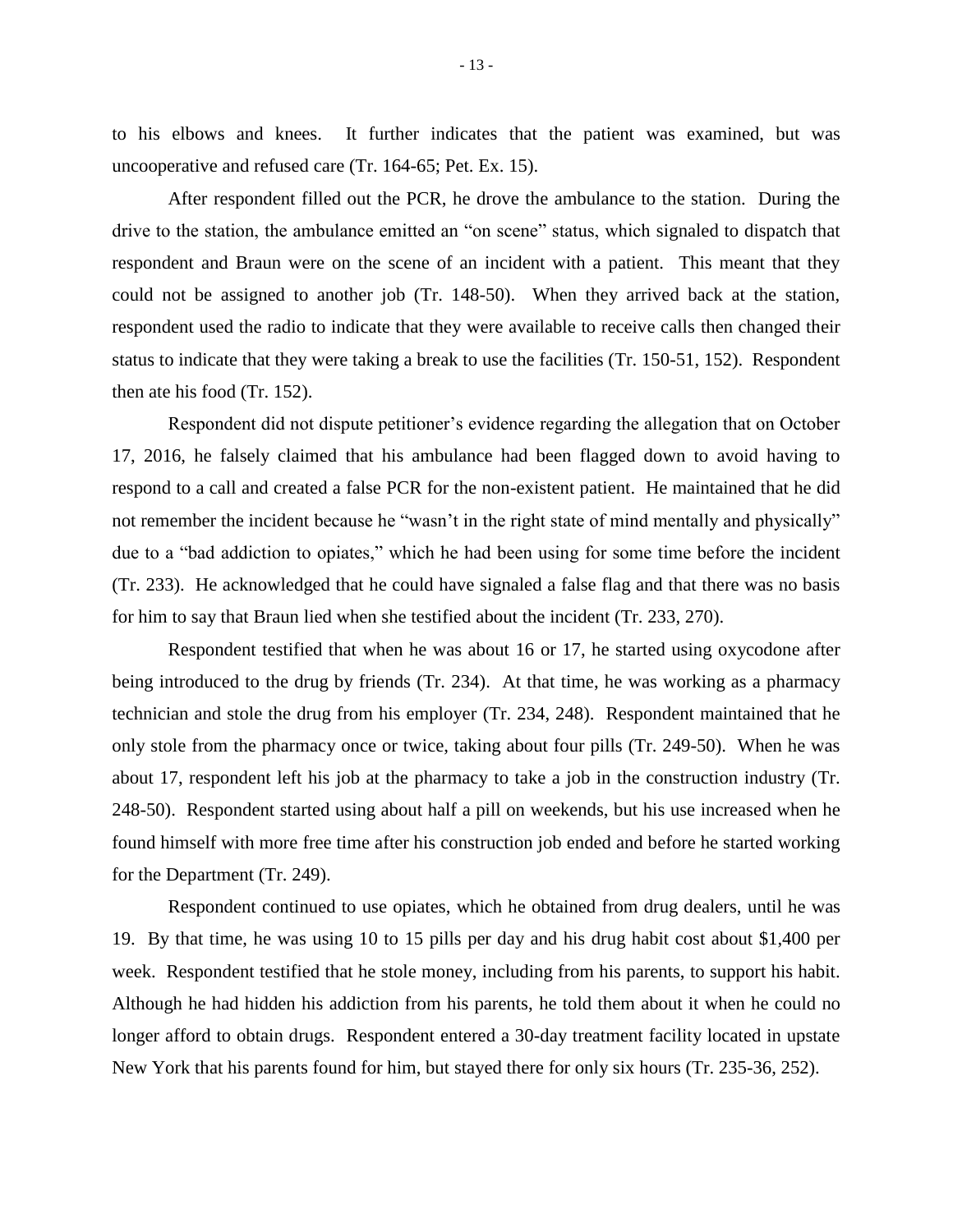to his elbows and knees. It further indicates that the patient was examined, but was uncooperative and refused care (Tr. 164-65; Pet. Ex. 15).

After respondent filled out the PCR, he drove the ambulance to the station. During the drive to the station, the ambulance emitted an "on scene" status, which signaled to dispatch that respondent and Braun were on the scene of an incident with a patient. This meant that they could not be assigned to another job (Tr. 148-50). When they arrived back at the station, respondent used the radio to indicate that they were available to receive calls then changed their status to indicate that they were taking a break to use the facilities (Tr. 150-51, 152). Respondent then ate his food (Tr. 152).

Respondent did not dispute petitioner's evidence regarding the allegation that on October 17, 2016, he falsely claimed that his ambulance had been flagged down to avoid having to respond to a call and created a false PCR for the non-existent patient. He maintained that he did not remember the incident because he "wasn't in the right state of mind mentally and physically" due to a "bad addiction to opiates," which he had been using for some time before the incident (Tr. 233). He acknowledged that he could have signaled a false flag and that there was no basis for him to say that Braun lied when she testified about the incident (Tr. 233, 270).

Respondent testified that when he was about 16 or 17, he started using oxycodone after being introduced to the drug by friends (Tr. 234). At that time, he was working as a pharmacy technician and stole the drug from his employer (Tr. 234, 248). Respondent maintained that he only stole from the pharmacy once or twice, taking about four pills (Tr. 249-50). When he was about 17, respondent left his job at the pharmacy to take a job in the construction industry (Tr. 248-50). Respondent started using about half a pill on weekends, but his use increased when he found himself with more free time after his construction job ended and before he started working for the Department (Tr. 249).

Respondent continued to use opiates, which he obtained from drug dealers, until he was 19. By that time, he was using 10 to 15 pills per day and his drug habit cost about $1,400 per week. Respondent testified that he stole money, including from his parents, to support his habit. Although he had hidden his addiction from his parents, he told them about it when he could no longer afford to obtain drugs. Respondent entered a 30-day treatment facility located in upstate New York that his parents found for him, but stayed there for only six hours (Tr. 235-36, 252).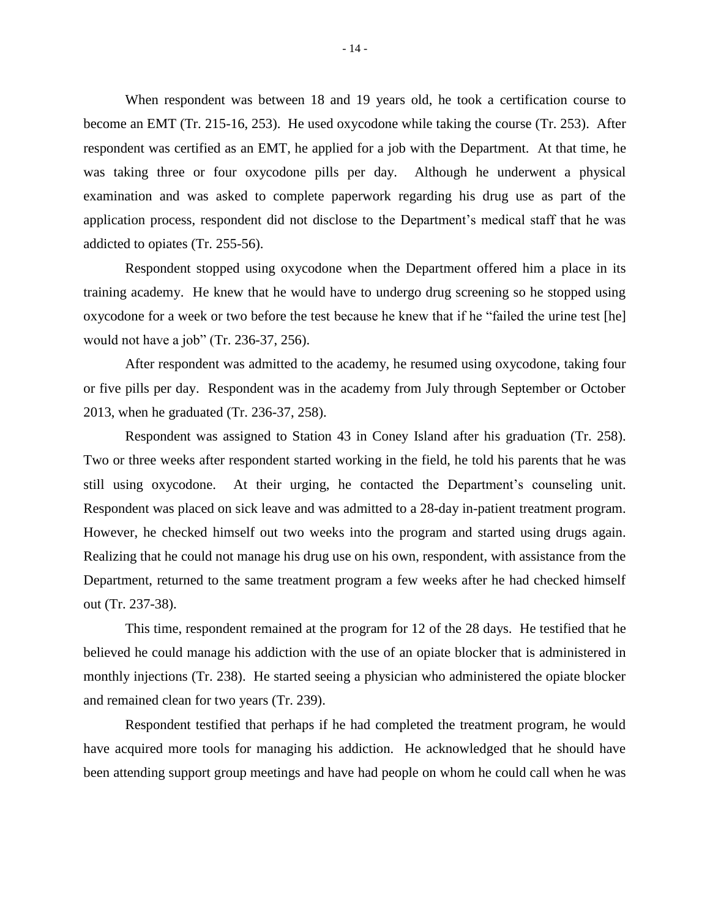When respondent was between 18 and 19 years old, he took a certification course to become an EMT (Tr. 215-16, 253). He used oxycodone while taking the course (Tr. 253). After respondent was certified as an EMT, he applied for a job with the Department. At that time, he was taking three or four oxycodone pills per day. Although he underwent a physical examination and was asked to complete paperwork regarding his drug use as part of the application process, respondent did not disclose to the Department's medical staff that he was addicted to opiates (Tr. 255-56).

Respondent stopped using oxycodone when the Department offered him a place in its training academy. He knew that he would have to undergo drug screening so he stopped using oxycodone for a week or two before the test because he knew that if he "failed the urine test [he] would not have a job" (Tr. 236-37, 256).

After respondent was admitted to the academy, he resumed using oxycodone, taking four or five pills per day. Respondent was in the academy from July through September or October 2013, when he graduated (Tr. 236-37, 258).

Respondent was assigned to Station 43 in Coney Island after his graduation (Tr. 258). Two or three weeks after respondent started working in the field, he told his parents that he was still using oxycodone. At their urging, he contacted the Department's counseling unit. Respondent was placed on sick leave and was admitted to a 28-day in-patient treatment program. However, he checked himself out two weeks into the program and started using drugs again. Realizing that he could not manage his drug use on his own, respondent, with assistance from the Department, returned to the same treatment program a few weeks after he had checked himself out (Tr. 237-38).

This time, respondent remained at the program for 12 of the 28 days. He testified that he believed he could manage his addiction with the use of an opiate blocker that is administered in monthly injections (Tr. 238). He started seeing a physician who administered the opiate blocker and remained clean for two years (Tr. 239).

Respondent testified that perhaps if he had completed the treatment program, he would have acquired more tools for managing his addiction. He acknowledged that he should have been attending support group meetings and have had people on whom he could call when he was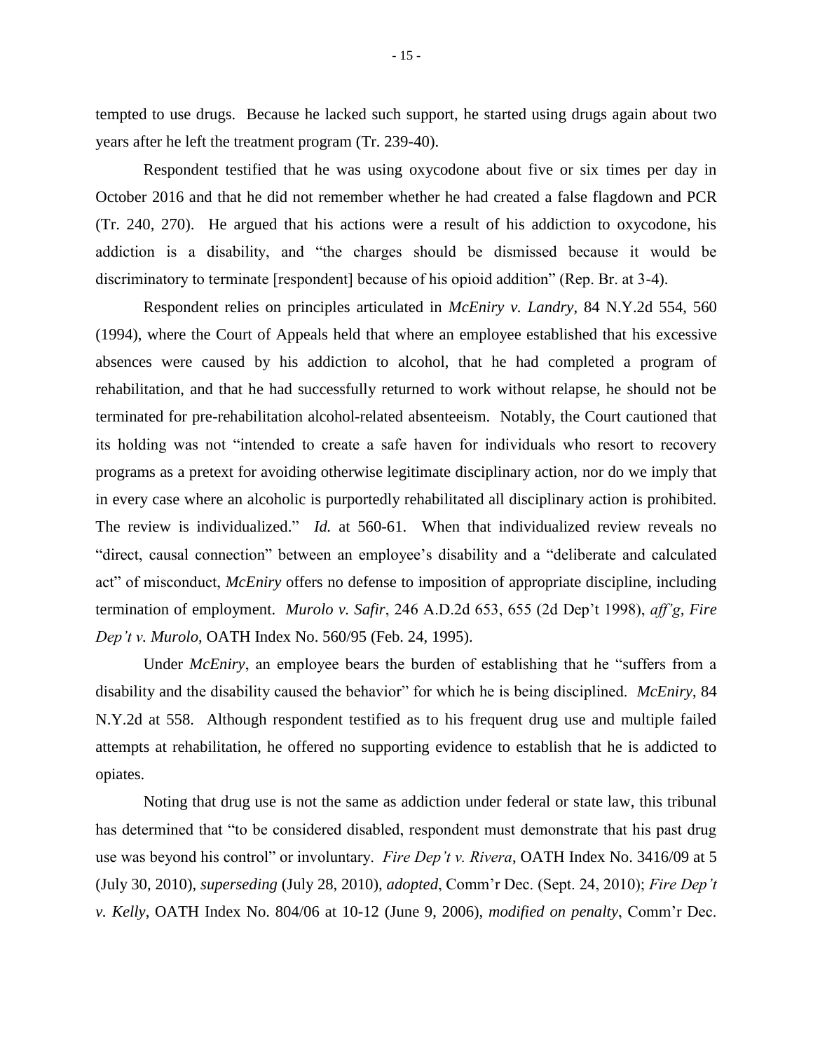tempted to use drugs. Because he lacked such support, he started using drugs again about two years after he left the treatment program (Tr. 239-40).

Respondent testified that he was using oxycodone about five or six times per day in October 2016 and that he did not remember whether he had created a false flagdown and PCR (Tr. 240, 270). He argued that his actions were a result of his addiction to oxycodone, his addiction is a disability, and "the charges should be dismissed because it would be discriminatory to terminate [respondent] because of his opioid addition" (Rep. Br. at 3-4).

Respondent relies on principles articulated in *McEniry v. Landry*, 84 N.Y.2d 554, 560 (1994), where the Court of Appeals held that where an employee established that his excessive absences were caused by his addiction to alcohol, that he had completed a program of rehabilitation, and that he had successfully returned to work without relapse, he should not be terminated for pre-rehabilitation alcohol-related absenteeism. Notably, the Court cautioned that its holding was not "intended to create a safe haven for individuals who resort to recovery programs as a pretext for avoiding otherwise legitimate disciplinary action, nor do we imply that in every case where an alcoholic is purportedly rehabilitated all disciplinary action is prohibited. The review is individualized." *Id.* at 560-61. When that individualized review reveals no "direct, causal connection" between an employee's disability and a "deliberate and calculated act" of misconduct, *McEniry* offers no defense to imposition of appropriate discipline, including termination of employment. *Murolo v. Safir*, 246 A.D.2d 653, 655 (2d Dep't 1998), *aff'g*, *Fire Dep't v. Murolo*, OATH Index No. 560/95 (Feb. 24, 1995).

Under *McEniry*, an employee bears the burden of establishing that he "suffers from a disability and the disability caused the behavior" for which he is being disciplined. *McEniry*, 84 N.Y.2d at 558. Although respondent testified as to his frequent drug use and multiple failed attempts at rehabilitation, he offered no supporting evidence to establish that he is addicted to opiates.

Noting that drug use is not the same as addiction under federal or state law, this tribunal has determined that "to be considered disabled, respondent must demonstrate that his past drug use was beyond his control" or involuntary. *Fire Dep't v. Rivera*, OATH Index No. 3416/09 at 5 (July 30, 2010), *superseding* (July 28, 2010), *adopted*, Comm'r Dec. (Sept. 24, 2010); *Fire Dep't v. Kelly*, OATH Index No. 804/06 at 10-12 (June 9, 2006), *modified on penalty*, Comm'r Dec.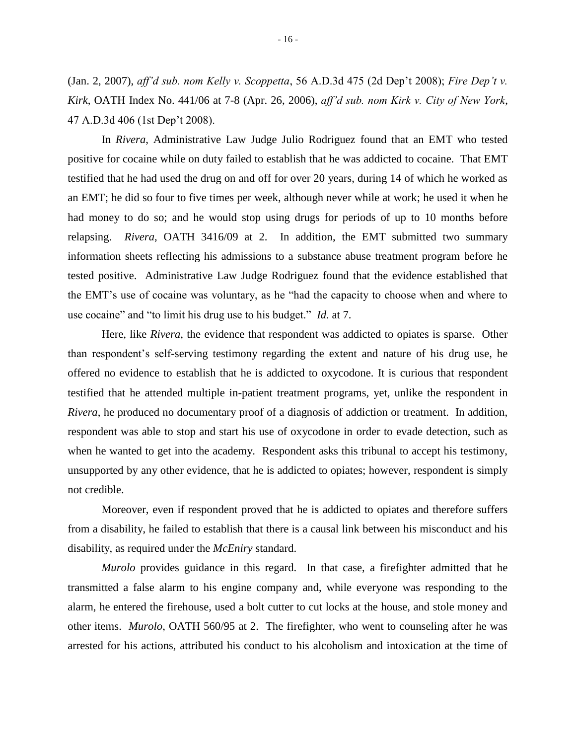(Jan. 2, 2007), *aff'd sub. nom Kelly v. Scoppetta*, 56 A.D.3d 475 (2d Dep't 2008); *Fire Dep't v. Kirk*, OATH Index No. 441/06 at 7-8 (Apr. 26, 2006), *aff'd sub. nom Kirk v. City of New York*, 47 A.D.3d 406 (1st Dep't 2008).

In *Rivera*, Administrative Law Judge Julio Rodriguez found that an EMT who tested positive for cocaine while on duty failed to establish that he was addicted to cocaine. That EMT testified that he had used the drug on and off for over 20 years, during 14 of which he worked as an EMT; he did so four to five times per week, although never while at work; he used it when he had money to do so; and he would stop using drugs for periods of up to 10 months before relapsing. *Rivera*, OATH 3416/09 at 2. In addition, the EMT submitted two summary information sheets reflecting his admissions to a substance abuse treatment program before he tested positive. Administrative Law Judge Rodriguez found that the evidence established that the EMT's use of cocaine was voluntary, as he "had the capacity to choose when and where to use cocaine" and "to limit his drug use to his budget." *Id.* at 7.

Here, like *Rivera*, the evidence that respondent was addicted to opiates is sparse. Other than respondent's self-serving testimony regarding the extent and nature of his drug use, he offered no evidence to establish that he is addicted to oxycodone. It is curious that respondent testified that he attended multiple in-patient treatment programs, yet, unlike the respondent in *Rivera*, he produced no documentary proof of a diagnosis of addiction or treatment. In addition, respondent was able to stop and start his use of oxycodone in order to evade detection, such as when he wanted to get into the academy. Respondent asks this tribunal to accept his testimony, unsupported by any other evidence, that he is addicted to opiates; however, respondent is simply not credible.

Moreover, even if respondent proved that he is addicted to opiates and therefore suffers from a disability, he failed to establish that there is a causal link between his misconduct and his disability, as required under the *McEniry* standard.

*Murolo* provides guidance in this regard. In that case, a firefighter admitted that he transmitted a false alarm to his engine company and, while everyone was responding to the alarm, he entered the firehouse, used a bolt cutter to cut locks at the house, and stole money and other items. *Murolo*, OATH 560/95 at 2. The firefighter, who went to counseling after he was arrested for his actions, attributed his conduct to his alcoholism and intoxication at the time of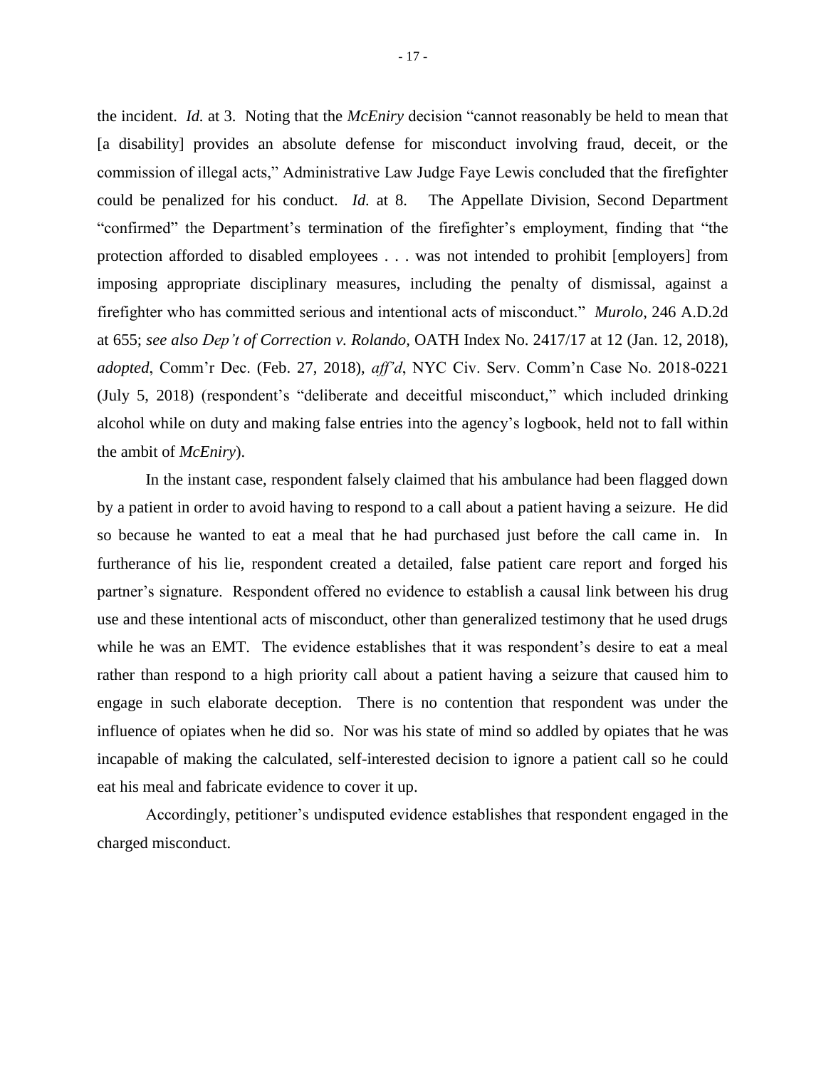the incident. *Id.* at 3. Noting that the *McEniry* decision "cannot reasonably be held to mean that [a disability] provides an absolute defense for misconduct involving fraud, deceit, or the commission of illegal acts," Administrative Law Judge Faye Lewis concluded that the firefighter could be penalized for his conduct. *Id.* at 8. The Appellate Division, Second Department "confirmed" the Department's termination of the firefighter's employment, finding that "the protection afforded to disabled employees . . . was not intended to prohibit [employers] from imposing appropriate disciplinary measures, including the penalty of dismissal, against a firefighter who has committed serious and intentional acts of misconduct." *Murolo*, 246 A.D.2d at 655; *see also Dep't of Correction v. Rolando*, OATH Index No. 2417/17 at 12 (Jan. 12, 2018), *adopted*, Comm'r Dec. (Feb. 27, 2018), *aff'd*, NYC Civ. Serv. Comm'n Case No. 2018-0221 (July 5, 2018) (respondent's "deliberate and deceitful misconduct," which included drinking alcohol while on duty and making false entries into the agency's logbook, held not to fall within the ambit of *McEniry*).

In the instant case, respondent falsely claimed that his ambulance had been flagged down by a patient in order to avoid having to respond to a call about a patient having a seizure. He did so because he wanted to eat a meal that he had purchased just before the call came in. In furtherance of his lie, respondent created a detailed, false patient care report and forged his partner's signature. Respondent offered no evidence to establish a causal link between his drug use and these intentional acts of misconduct, other than generalized testimony that he used drugs while he was an EMT. The evidence establishes that it was respondent's desire to eat a meal rather than respond to a high priority call about a patient having a seizure that caused him to engage in such elaborate deception. There is no contention that respondent was under the influence of opiates when he did so. Nor was his state of mind so addled by opiates that he was incapable of making the calculated, self-interested decision to ignore a patient call so he could eat his meal and fabricate evidence to cover it up.

Accordingly, petitioner's undisputed evidence establishes that respondent engaged in the charged misconduct.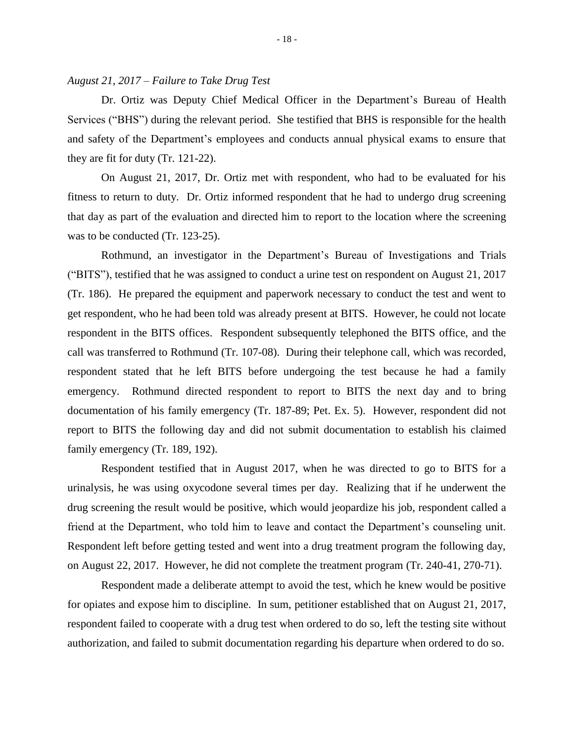*August 21, 2017 – Failure to Take Drug Test*

Dr. Ortiz was Deputy Chief Medical Officer in the Department's Bureau of Health Services ("BHS") during the relevant period. She testified that BHS is responsible for the health and safety of the Department's employees and conducts annual physical exams to ensure that they are fit for duty (Tr. 121-22).

On August 21, 2017, Dr. Ortiz met with respondent, who had to be evaluated for his fitness to return to duty. Dr. Ortiz informed respondent that he had to undergo drug screening that day as part of the evaluation and directed him to report to the location where the screening was to be conducted (Tr. 123-25).

Rothmund, an investigator in the Department's Bureau of Investigations and Trials ("BITS"), testified that he was assigned to conduct a urine test on respondent on August 21, 2017 (Tr. 186). He prepared the equipment and paperwork necessary to conduct the test and went to get respondent, who he had been told was already present at BITS. However, he could not locate respondent in the BITS offices. Respondent subsequently telephoned the BITS office, and the call was transferred to Rothmund (Tr. 107-08). During their telephone call, which was recorded, respondent stated that he left BITS before undergoing the test because he had a family emergency. Rothmund directed respondent to report to BITS the next day and to bring documentation of his family emergency (Tr. 187-89; Pet. Ex. 5). However, respondent did not report to BITS the following day and did not submit documentation to establish his claimed family emergency (Tr. 189, 192).

Respondent testified that in August 2017, when he was directed to go to BITS for a urinalysis, he was using oxycodone several times per day. Realizing that if he underwent the drug screening the result would be positive, which would jeopardize his job, respondent called a friend at the Department, who told him to leave and contact the Department's counseling unit. Respondent left before getting tested and went into a drug treatment program the following day, on August 22, 2017. However, he did not complete the treatment program (Tr. 240-41, 270-71).

Respondent made a deliberate attempt to avoid the test, which he knew would be positive for opiates and expose him to discipline. In sum, petitioner established that on August 21, 2017, respondent failed to cooperate with a drug test when ordered to do so, left the testing site without authorization, and failed to submit documentation regarding his departure when ordered to do so.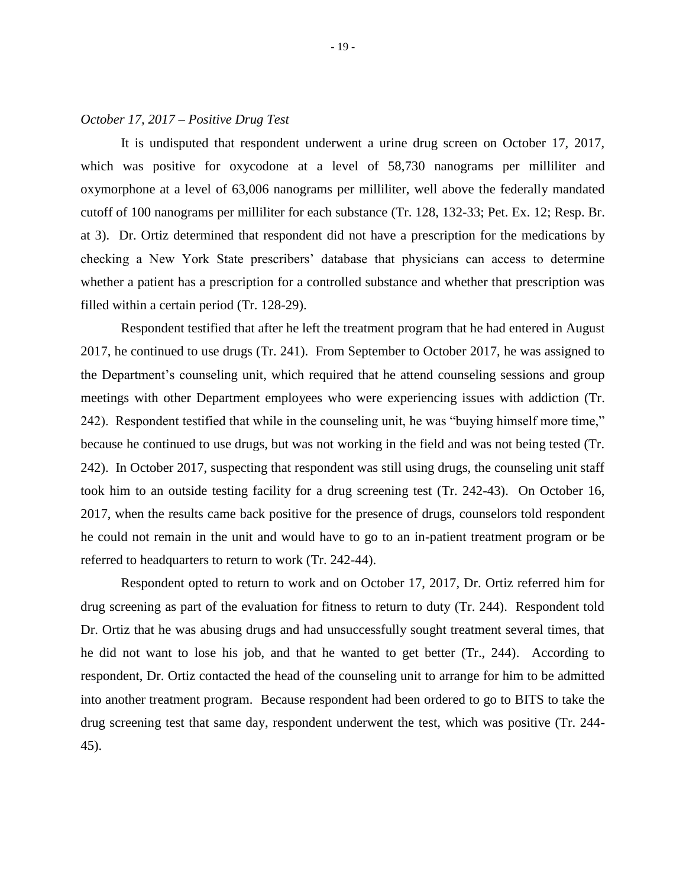*October 17, 2017 – Positive Drug Test*

It is undisputed that respondent underwent a urine drug screen on October 17, 2017, which was positive for oxycodone at a level of 58,730 nanograms per milliliter and oxymorphone at a level of 63,006 nanograms per milliliter, well above the federally mandated cutoff of 100 nanograms per milliliter for each substance (Tr. 128, 132-33; Pet. Ex. 12; Resp. Br. at 3). Dr. Ortiz determined that respondent did not have a prescription for the medications by checking a New York State prescribers' database that physicians can access to determine whether a patient has a prescription for a controlled substance and whether that prescription was filled within a certain period (Tr. 128-29).

Respondent testified that after he left the treatment program that he had entered in August 2017, he continued to use drugs (Tr. 241). From September to October 2017, he was assigned to the Department's counseling unit, which required that he attend counseling sessions and group meetings with other Department employees who were experiencing issues with addiction (Tr. 242). Respondent testified that while in the counseling unit, he was "buying himself more time," because he continued to use drugs, but was not working in the field and was not being tested (Tr. 242). In October 2017, suspecting that respondent was still using drugs, the counseling unit staff took him to an outside testing facility for a drug screening test (Tr. 242-43). On October 16, 2017, when the results came back positive for the presence of drugs, counselors told respondent he could not remain in the unit and would have to go to an in-patient treatment program or be referred to headquarters to return to work (Tr. 242-44).

Respondent opted to return to work and on October 17, 2017, Dr. Ortiz referred him for drug screening as part of the evaluation for fitness to return to duty (Tr. 244). Respondent told Dr. Ortiz that he was abusing drugs and had unsuccessfully sought treatment several times, that he did not want to lose his job, and that he wanted to get better (Tr., 244). According to respondent, Dr. Ortiz contacted the head of the counseling unit to arrange for him to be admitted into another treatment program. Because respondent had been ordered to go to BITS to take the drug screening test that same day, respondent underwent the test, which was positive (Tr. 244-45).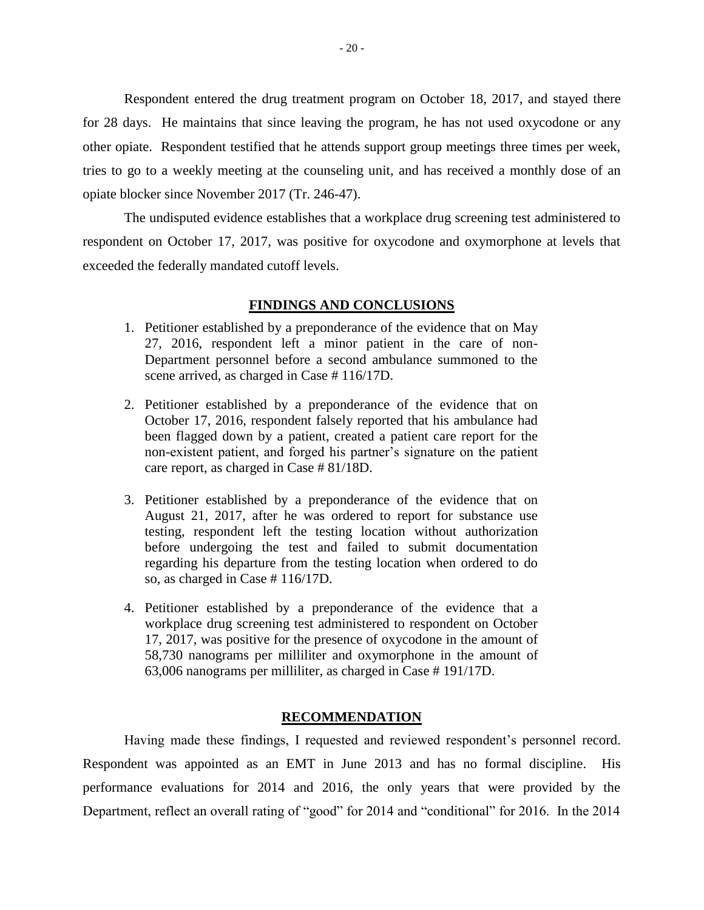Respondent entered the drug treatment program on October 18, 2017, and stayed there for 28 days. He maintains that since leaving the program, he has not used oxycodone or any other opiate. Respondent testified that he attends support group meetings three times per week, tries to go to a weekly meeting at the counseling unit, and has received a monthly dose of an opiate blocker since November 2017 (Tr. 246-47).

The undisputed evidence establishes that a workplace drug screening test administered to respondent on October 17, 2017, was positive for oxycodone and oxymorphone at levels that exceeded the federally mandated cutoff levels.

## FINDINGS AND CONCLUSIONS

1. Petitioner established by a preponderance of the evidence that on May 27, 2016, respondent left a minor patient in the care of non-Department personnel before a second ambulance summoned to the scene arrived, as charged in Case # 116/17D.

2. Petitioner established by a preponderance of the evidence that on October 17, 2016, respondent falsely reported that his ambulance had been flagged down by a patient, created a patient care report for the non-existent patient, and forged his partner's signature on the patient care report, as charged in Case # 81/18D.

3. Petitioner established by a preponderance of the evidence that on August 21, 2017, after he was ordered to report for substance use testing, respondent left the testing location without authorization before undergoing the test and failed to submit documentation regarding his departure from the testing location when ordered to do so, as charged in Case # 116/17D.

4. Petitioner established by a preponderance of the evidence that a workplace drug screening test administered to respondent on October 17, 2017, was positive for the presence of oxycodone in the amount of 58,730 nanograms per milliliter and oxymorphone in the amount of 63,006 nanograms per milliliter, as charged in Case # 191/17D.

## RECOMMENDATION

Having made these findings, I requested and reviewed respondent's personnel record. Respondent was appointed as an EMT in June 2013 and has no formal discipline. His performance evaluations for 2014 and 2016, the only years that were provided by the Department, reflect an overall rating of "good" for 2014 and "conditional" for 2016. In the 2014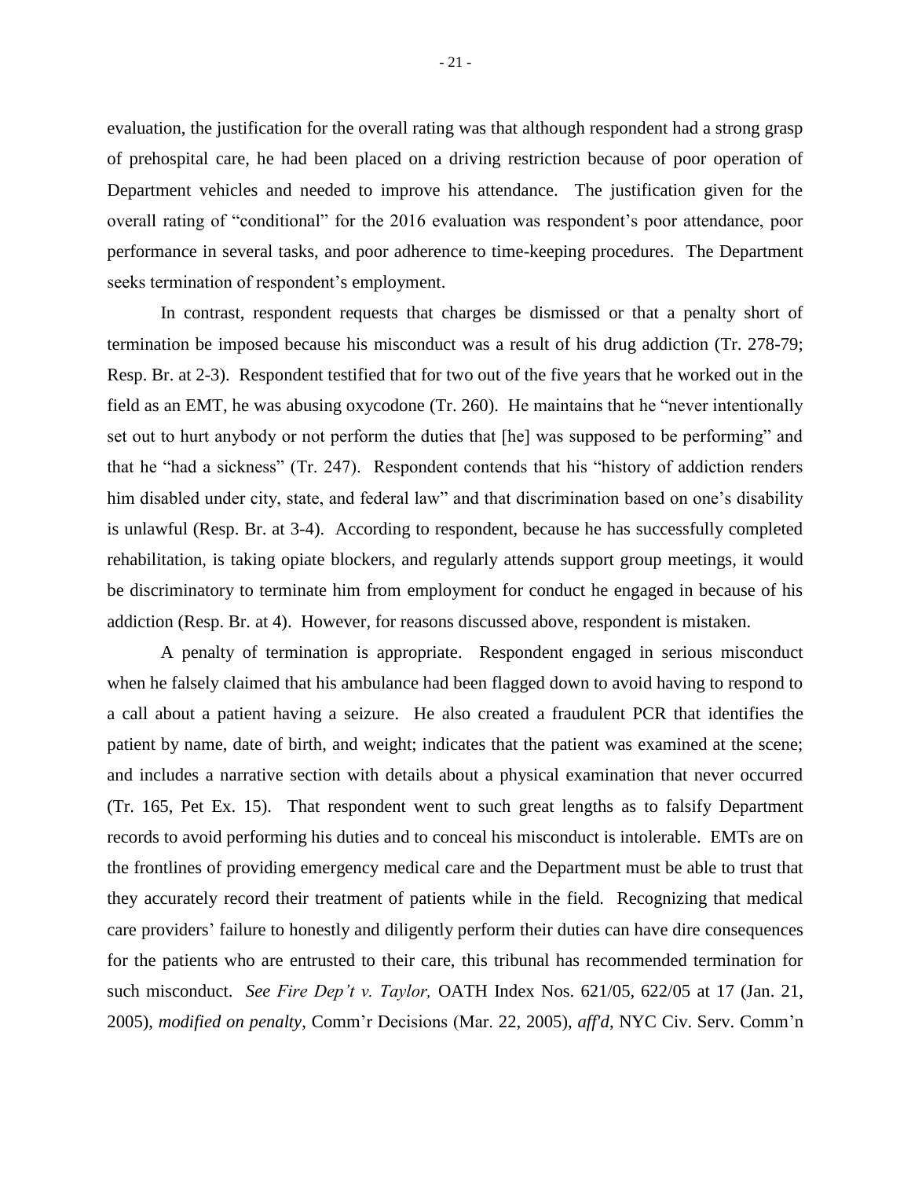evaluation, the justification for the overall rating was that although respondent had a strong grasp of prehospital care, he had been placed on a driving restriction because of poor operation of Department vehicles and needed to improve his attendance. The justification given for the overall rating of "conditional" for the 2016 evaluation was respondent's poor attendance, poor performance in several tasks, and poor adherence to time-keeping procedures. The Department seeks termination of respondent's employment.

In contrast, respondent requests that charges be dismissed or that a penalty short of termination be imposed because his misconduct was a result of his drug addiction (Tr. 278-79; Resp. Br. at 2-3). Respondent testified that for two out of the five years that he worked out in the field as an EMT, he was abusing oxycodone (Tr. 260). He maintains that he "never intentionally set out to hurt anybody or not perform the duties that [he] was supposed to be performing" and that he "had a sickness" (Tr. 247). Respondent contends that his "history of addiction renders him disabled under city, state, and federal law" and that discrimination based on one's disability is unlawful (Resp. Br. at 3-4). According to respondent, because he has successfully completed rehabilitation, is taking opiate blockers, and regularly attends support group meetings, it would be discriminatory to terminate him from employment for conduct he engaged in because of his addiction (Resp. Br. at 4). However, for reasons discussed above, respondent is mistaken.

A penalty of termination is appropriate. Respondent engaged in serious misconduct when he falsely claimed that his ambulance had been flagged down to avoid having to respond to a call about a patient having a seizure. He also created a fraudulent PCR that identifies the patient by name, date of birth, and weight; indicates that the patient was examined at the scene; and includes a narrative section with details about a physical examination that never occurred (Tr. 165, Pet Ex. 15). That respondent went to such great lengths as to falsify Department records to avoid performing his duties and to conceal his misconduct is intolerable. EMTs are on the frontlines of providing emergency medical care and the Department must be able to trust that they accurately record their treatment of patients while in the field. Recognizing that medical care providers' failure to honestly and diligently perform their duties can have dire consequences for the patients who are entrusted to their care, this tribunal has recommended termination for such misconduct. *See Fire Dep't v. Taylor,* OATH Index Nos. 621/05, 622/05 at 17 (Jan. 21, 2005), *modified on penalty*, Comm'r Decisions (Mar. 22, 2005), *aff'd*, NYC Civ. Serv. Comm'n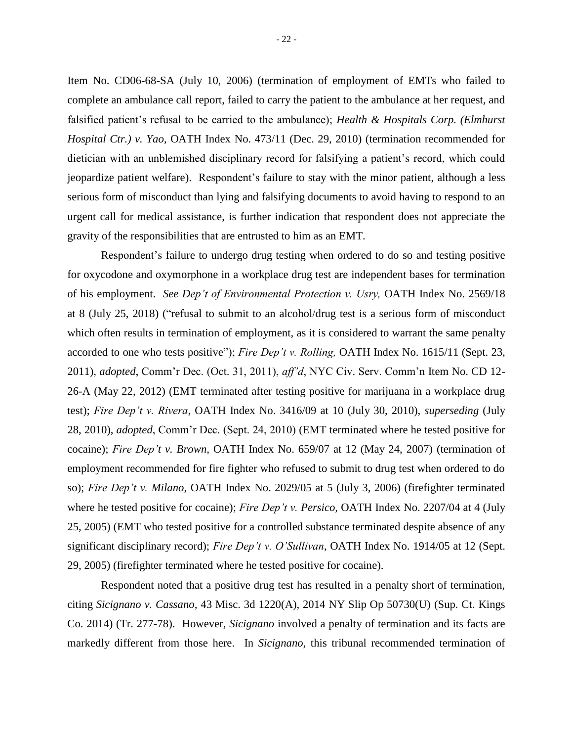Item No. CD06-68-SA (July 10, 2006) (termination of employment of EMTs who failed to complete an ambulance call report, failed to carry the patient to the ambulance at her request, and falsified patient's refusal to be carried to the ambulance); *Health & Hospitals Corp. (Elmhurst Hospital Ctr.) v. Yao,* OATH Index No. 473/11 (Dec. 29, 2010) (termination recommended for dietician with an unblemished disciplinary record for falsifying a patient's record, which could jeopardize patient welfare). Respondent's failure to stay with the minor patient, although a less serious form of misconduct than lying and falsifying documents to avoid having to respond to an urgent call for medical assistance, is further indication that respondent does not appreciate the gravity of the responsibilities that are entrusted to him as an EMT.

Respondent's failure to undergo drug testing when ordered to do so and testing positive for oxycodone and oxymorphone in a workplace drug test are independent bases for termination of his employment. *See Dep't of Environmental Protection v. Usry,* OATH Index No. 2569/18 at 8 (July 25, 2018) ("refusal to submit to an alcohol/drug test is a serious form of misconduct which often results in termination of employment, as it is considered to warrant the same penalty accorded to one who tests positive"); *Fire Dep't v. Rolling,* OATH Index No. 1615/11 (Sept. 23, 2011), *adopted*, Comm'r Dec. (Oct. 31, 2011), *aff'd*, NYC Civ. Serv. Comm'n Item No. CD 12-26-A (May 22, 2012) (EMT terminated after testing positive for marijuana in a workplace drug test); *Fire Dep't v. Rivera*, OATH Index No. 3416/09 at 10 (July 30, 2010), *superseding* (July 28, 2010), *adopted*, Comm'r Dec. (Sept. 24, 2010) (EMT terminated where he tested positive for cocaine); *Fire Dep't v. Brown,* OATH Index No. 659/07 at 12 (May 24, 2007) (termination of employment recommended for fire fighter who refused to submit to drug test when ordered to do so); *Fire Dep't v. Milano*, OATH Index No. 2029/05 at 5 (July 3, 2006) (firefighter terminated where he tested positive for cocaine); *Fire Dep't v. Persico,* OATH Index No. 2207/04 at 4 (July 25, 2005) (EMT who tested positive for a controlled substance terminated despite absence of any significant disciplinary record); *Fire Dep't v. O'Sullivan*, OATH Index No. 1914/05 at 12 (Sept. 29, 2005) (firefighter terminated where he tested positive for cocaine).

Respondent noted that a positive drug test has resulted in a penalty short of termination, citing *Sicignano v. Cassano*, 43 Misc. 3d 1220(A), 2014 NY Slip Op 50730(U) (Sup. Ct. Kings Co. 2014) (Tr. 277-78). However, *Sicignano* involved a penalty of termination and its facts are markedly different from those here. In *Sicignano*, this tribunal recommended termination of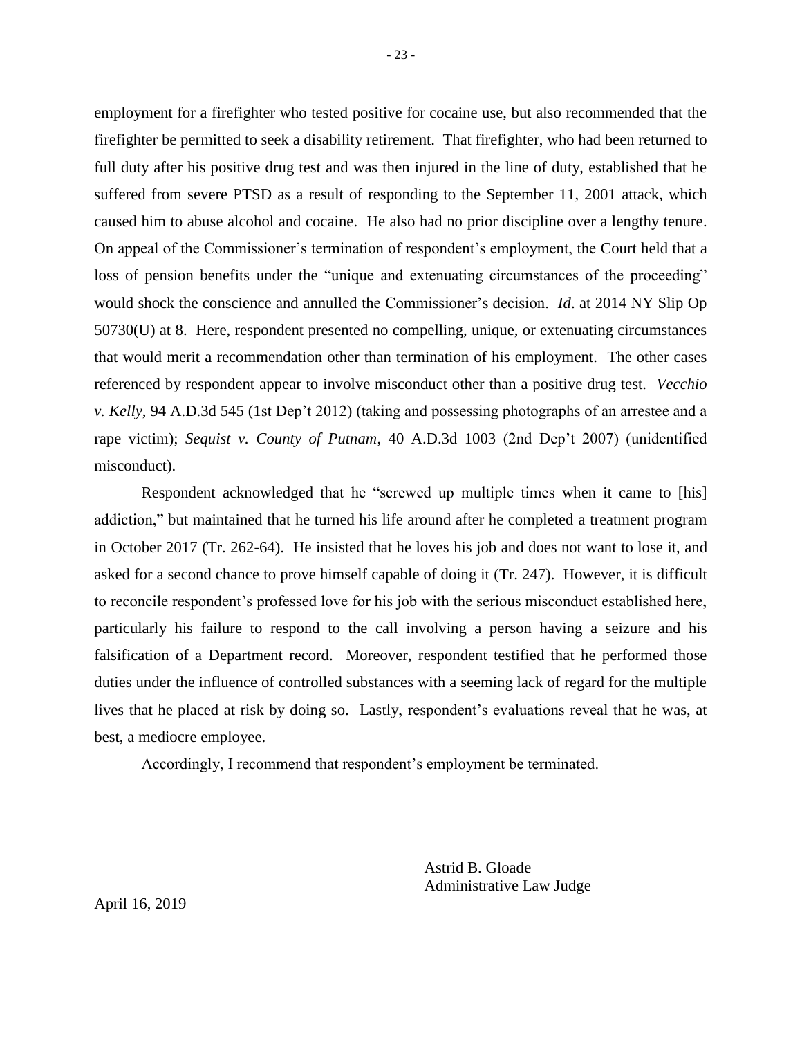employment for a firefighter who tested positive for cocaine use, but also recommended that the firefighter be permitted to seek a disability retirement. That firefighter, who had been returned to full duty after his positive drug test and was then injured in the line of duty, established that he suffered from severe PTSD as a result of responding to the September 11, 2001 attack, which caused him to abuse alcohol and cocaine. He also had no prior discipline over a lengthy tenure. On appeal of the Commissioner's termination of respondent's employment, the Court held that a loss of pension benefits under the "unique and extenuating circumstances of the proceeding" would shock the conscience and annulled the Commissioner's decision. *Id*. at 2014 NY Slip Op 50730(U) at 8. Here, respondent presented no compelling, unique, or extenuating circumstances that would merit a recommendation other than termination of his employment. The other cases referenced by respondent appear to involve misconduct other than a positive drug test. *Vecchio v. Kelly*, 94 A.D.3d 545 (1st Dep't 2012) (taking and possessing photographs of an arrestee and a rape victim); *Sequist v. County of Putnam*, 40 A.D.3d 1003 (2nd Dep't 2007) (unidentified misconduct).

Respondent acknowledged that he "screwed up multiple times when it came to [his] addiction," but maintained that he turned his life around after he completed a treatment program in October 2017 (Tr. 262-64). He insisted that he loves his job and does not want to lose it, and asked for a second chance to prove himself capable of doing it (Tr. 247). However, it is difficult to reconcile respondent's professed love for his job with the serious misconduct established here, particularly his failure to respond to the call involving a person having a seizure and his falsification of a Department record. Moreover, respondent testified that he performed those duties under the influence of controlled substances with a seeming lack of regard for the multiple lives that he placed at risk by doing so. Lastly, respondent's evaluations reveal that he was, at best, a mediocre employee.

Accordingly, I recommend that respondent's employment be terminated.

Astrid B. Gloade
Administrative Law Judge

April 16, 2019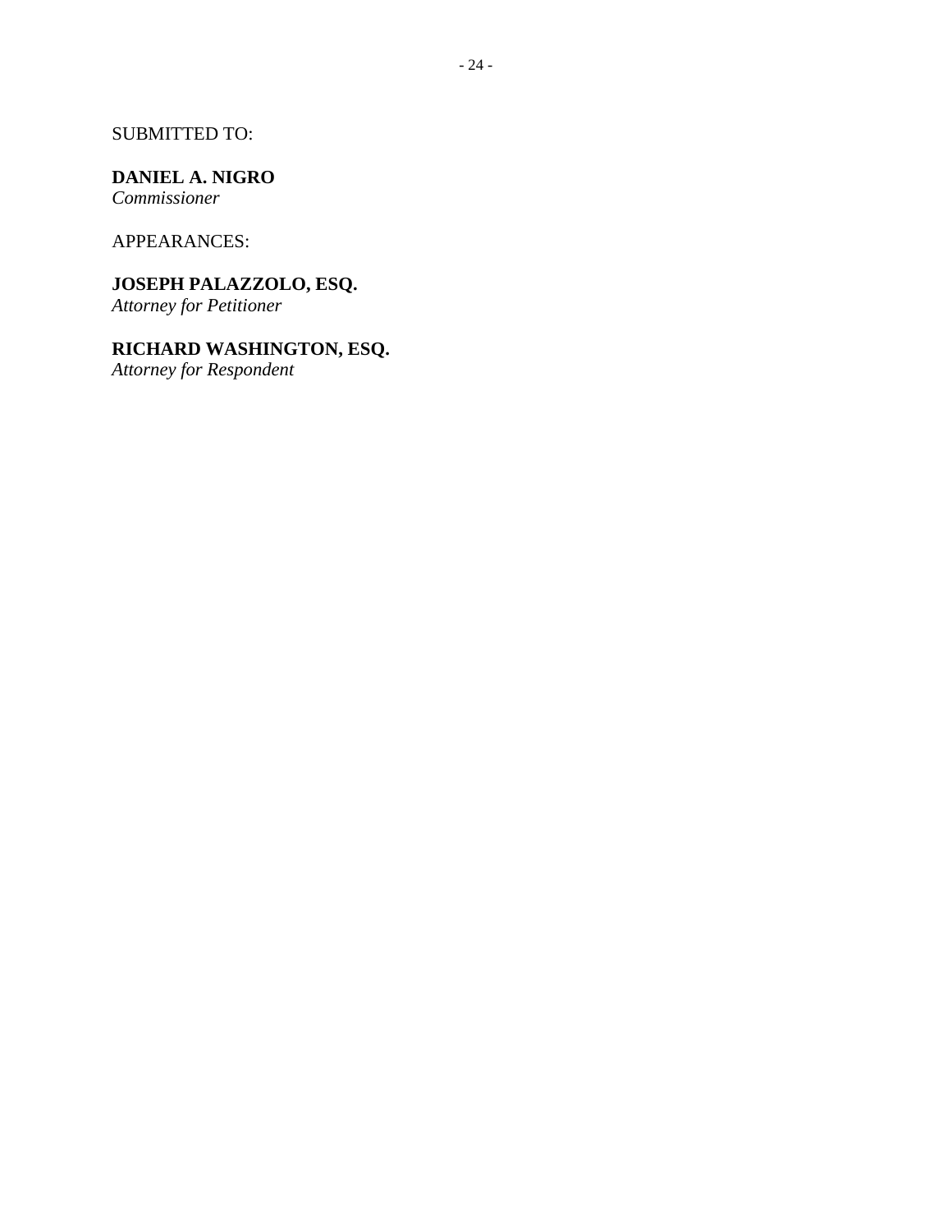SUBMITTED TO:

**DANIEL A. NIGRO**
*Commissioner*

APPEARANCES:

**JOSEPH PALAZZOLO, ESQ.**
*Attorney for Petitioner*

**RICHARD WASHINGTON, ESQ.**
*Attorney for Respondent*